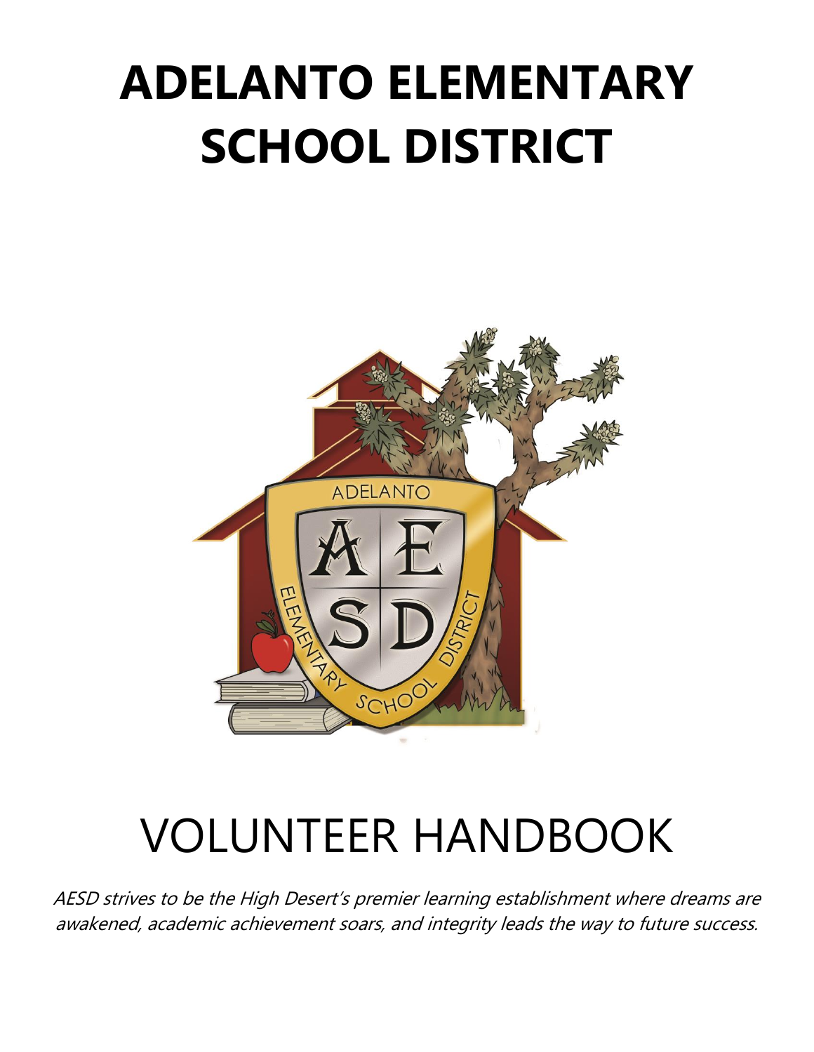# ADELANTO ELEMENTARY SCHOOL DISTRICT

# VOLUNTEER HANDBOOK

*AESD strives to be the High Desert's premier learning establishment where dreams are awakened, academic achievement soars, and integrity leads the way to future success.*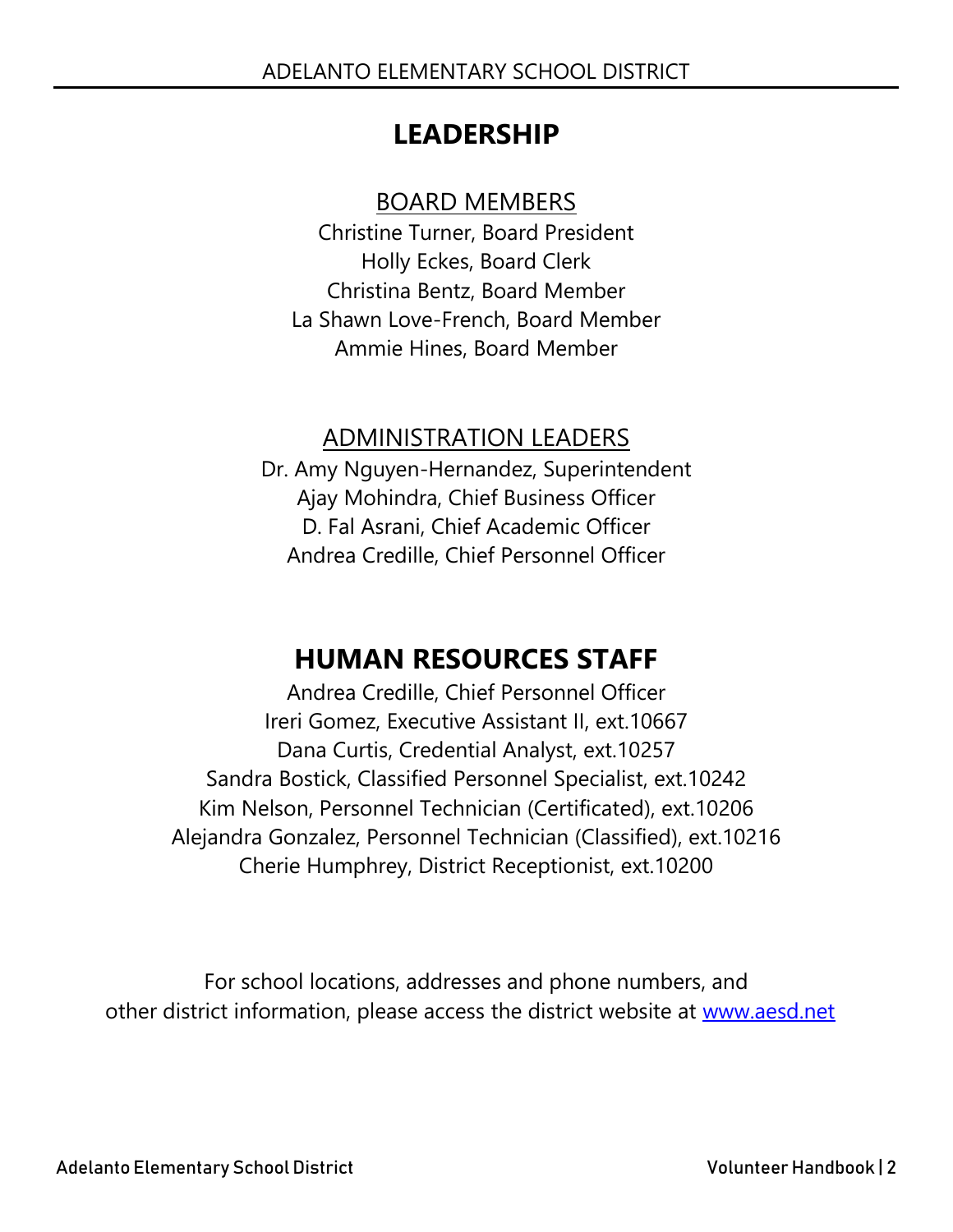# LEADERSHIP

## BOARD MEMBERS

Christine Turner, Board President
Holly Eckes, Board Clerk
Christina Bentz, Board Member
La Shawn Love-French, Board Member
Ammie Hines, Board Member

## ADMINISTRATION LEADERS

Dr. Amy Nguyen-Hernandez, Superintendent
Ajay Mohindra, Chief Business Officer
D. Fal Asrani, Chief Academic Officer
Andrea Credille, Chief Personnel Officer

# HUMAN RESOURCES STAFF

Andrea Credille, Chief Personnel Officer
Ireri Gomez, Executive Assistant II, ext.10667
Dana Curtis, Credential Analyst, ext.10257
Sandra Bostick, Classified Personnel Specialist, ext.10242
Kim Nelson, Personnel Technician (Certificated), ext.10206
Alejandra Gonzalez, Personnel Technician (Classified), ext.10216
Cherie Humphrey, District Receptionist, ext.10200

For school locations, addresses and phone numbers, and other district information, please access the district website at [www.aesd.net](http://www.aesd.net)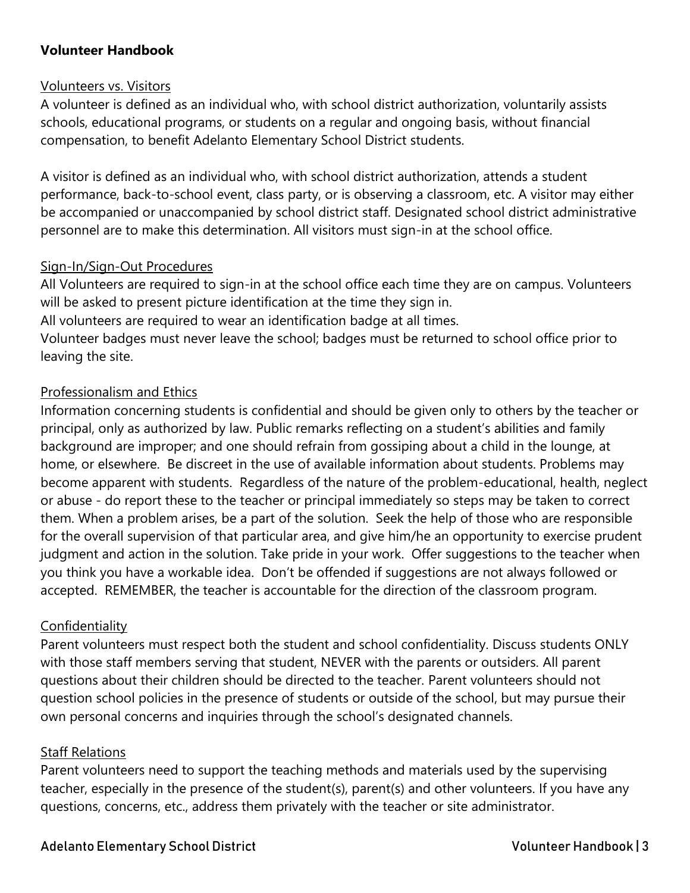**Volunteer Handbook**

Volunteers vs. Visitors

A volunteer is defined as an individual who, with school district authorization, voluntarily assists schools, educational programs, or students on a regular and ongoing basis, without financial compensation, to benefit Adelanto Elementary School District students.

A visitor is defined as an individual who, with school district authorization, attends a student performance, back-to-school event, class party, or is observing a classroom, etc. A visitor may either be accompanied or unaccompanied by school district staff. Designated school district administrative personnel are to make this determination. All visitors must sign-in at the school office.

Sign-In/Sign-Out Procedures

All Volunteers are required to sign-in at the school office each time they are on campus. Volunteers will be asked to present picture identification at the time they sign in.
All volunteers are required to wear an identification badge at all times.
Volunteer badges must never leave the school; badges must be returned to school office prior to leaving the site.

Professionalism and Ethics

Information concerning students is confidential and should be given only to others by the teacher or principal, only as authorized by law. Public remarks reflecting on a student's abilities and family background are improper; and one should refrain from gossiping about a child in the lounge, at home, or elsewhere. Be discreet in the use of available information about students. Problems may become apparent with students. Regardless of the nature of the problem-educational, health, neglect or abuse - do report these to the teacher or principal immediately so steps may be taken to correct them. When a problem arises, be a part of the solution. Seek the help of those who are responsible for the overall supervision of that particular area, and give him/he an opportunity to exercise prudent judgment and action in the solution. Take pride in your work. Offer suggestions to the teacher when you think you have a workable idea. Don't be offended if suggestions are not always followed or accepted. REMEMBER, the teacher is accountable for the direction of the classroom program.

Confidentiality

Parent volunteers must respect both the student and school confidentiality. Discuss students ONLY with those staff members serving that student, NEVER with the parents or outsiders. All parent questions about their children should be directed to the teacher. Parent volunteers should not question school policies in the presence of students or outside of the school, but may pursue their own personal concerns and inquiries through the school's designated channels.

Staff Relations

Parent volunteers need to support the teaching methods and materials used by the supervising teacher, especially in the presence of the student(s), parent(s) and other volunteers. If you have any questions, concerns, etc., address them privately with the teacher or site administrator.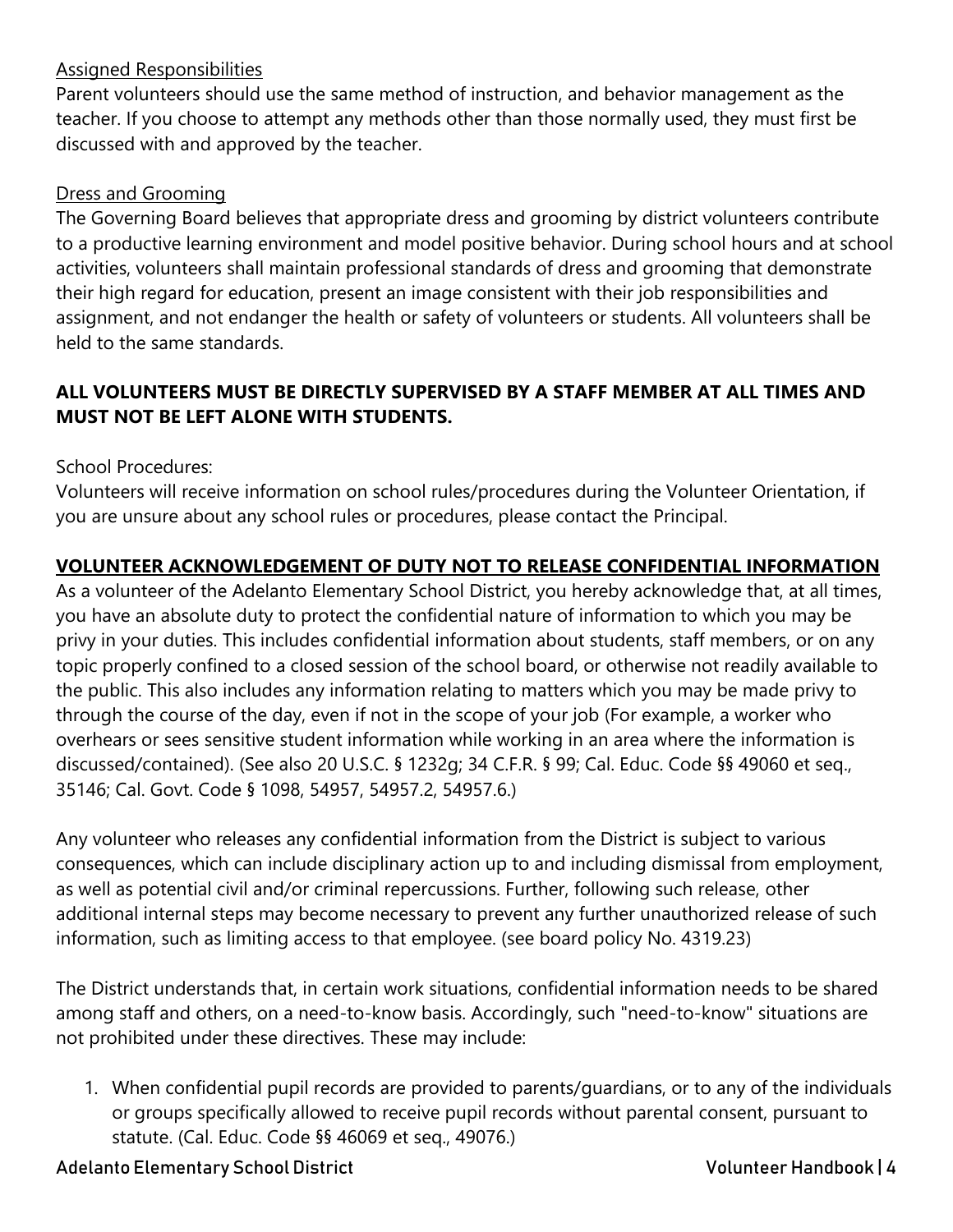<u>Assigned Responsibilities</u>

Parent volunteers should use the same method of instruction, and behavior management as the teacher. If you choose to attempt any methods other than those normally used, they must first be discussed with and approved by the teacher.

<u>Dress and Grooming</u>

The Governing Board believes that appropriate dress and grooming by district volunteers contribute to a productive learning environment and model positive behavior. During school hours and at school activities, volunteers shall maintain professional standards of dress and grooming that demonstrate their high regard for education, present an image consistent with their job responsibilities and assignment, and not endanger the health or safety of volunteers or students. All volunteers shall be held to the same standards.

**ALL VOLUNTEERS MUST BE DIRECTLY SUPERVISED BY A STAFF MEMBER AT ALL TIMES AND MUST NOT BE LEFT ALONE WITH STUDENTS.**

School Procedures:

Volunteers will receive information on school rules/procedures during the Volunteer Orientation, if you are unsure about any school rules or procedures, please contact the Principal.

**<u>VOLUNTEER ACKNOWLEDGEMENT OF DUTY NOT TO RELEASE CONFIDENTIAL INFORMATION</u>**

As a volunteer of the Adelanto Elementary School District, you hereby acknowledge that, at all times, you have an absolute duty to protect the confidential nature of information to which you may be privy in your duties. This includes confidential information about students, staff members, or on any topic properly confined to a closed session of the school board, or otherwise not readily available to the public. This also includes any information relating to matters which you may be made privy to through the course of the day, even if not in the scope of your job (For example, a worker who overhears or sees sensitive student information while working in an area where the information is discussed/contained). (See also 20 U.S.C. § 1232g; 34 C.F.R. § 99; Cal. Educ. Code §§ 49060 et seq., 35146; Cal. Govt. Code § 1098, 54957, 54957.2, 54957.6.)

Any volunteer who releases any confidential information from the District is subject to various consequences, which can include disciplinary action up to and including dismissal from employment, as well as potential civil and/or criminal repercussions. Further, following such release, other additional internal steps may become necessary to prevent any further unauthorized release of such information, such as limiting access to that employee. (see board policy No. 4319.23)

The District understands that, in certain work situations, confidential information needs to be shared among staff and others, on a need-to-know basis. Accordingly, such "need-to-know" situations are not prohibited under these directives. These may include:

1. When confidential pupil records are provided to parents/guardians, or to any of the individuals or groups specifically allowed to receive pupil records without parental consent, pursuant to statute. (Cal. Educ. Code §§ 46069 et seq., 49076.)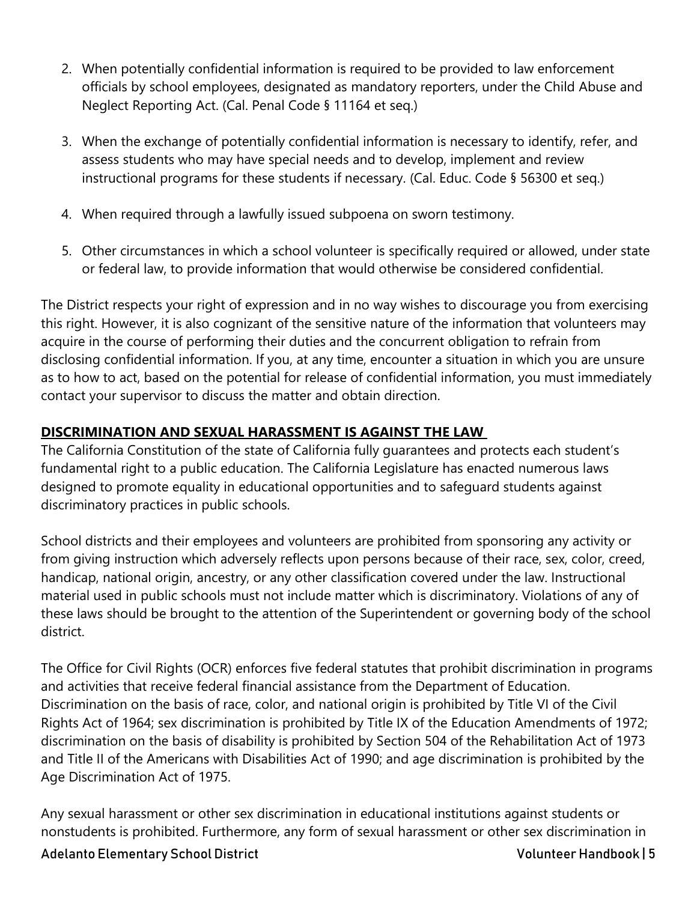2. When potentially confidential information is required to be provided to law enforcement officials by school employees, designated as mandatory reporters, under the Child Abuse and Neglect Reporting Act. (Cal. Penal Code § 11164 et seq.)

3. When the exchange of potentially confidential information is necessary to identify, refer, and assess students who may have special needs and to develop, implement and review instructional programs for these students if necessary. (Cal. Educ. Code § 56300 et seq.)

4. When required through a lawfully issued subpoena on sworn testimony.

5. Other circumstances in which a school volunteer is specifically required or allowed, under state or federal law, to provide information that would otherwise be considered confidential.

The District respects your right of expression and in no way wishes to discourage you from exercising this right. However, it is also cognizant of the sensitive nature of the information that volunteers may acquire in the course of performing their duties and the concurrent obligation to refrain from disclosing confidential information. If you, at any time, encounter a situation in which you are unsure as to how to act, based on the potential for release of confidential information, you must immediately contact your supervisor to discuss the matter and obtain direction.

## DISCRIMINATION AND SEXUAL HARASSMENT IS AGAINST THE LAW

The California Constitution of the state of California fully guarantees and protects each student's fundamental right to a public education. The California Legislature has enacted numerous laws designed to promote equality in educational opportunities and to safeguard students against discriminatory practices in public schools.

School districts and their employees and volunteers are prohibited from sponsoring any activity or from giving instruction which adversely reflects upon persons because of their race, sex, color, creed, handicap, national origin, ancestry, or any other classification covered under the law. Instructional material used in public schools must not include matter which is discriminatory. Violations of any of these laws should be brought to the attention of the Superintendent or governing body of the school district.

The Office for Civil Rights (OCR) enforces five federal statutes that prohibit discrimination in programs and activities that receive federal financial assistance from the Department of Education. Discrimination on the basis of race, color, and national origin is prohibited by Title VI of the Civil Rights Act of 1964; sex discrimination is prohibited by Title IX of the Education Amendments of 1972; discrimination on the basis of disability is prohibited by Section 504 of the Rehabilitation Act of 1973 and Title II of the Americans with Disabilities Act of 1990; and age discrimination is prohibited by the Age Discrimination Act of 1975.

Any sexual harassment or other sex discrimination in educational institutions against students or nonstudents is prohibited. Furthermore, any form of sexual harassment or other sex discrimination in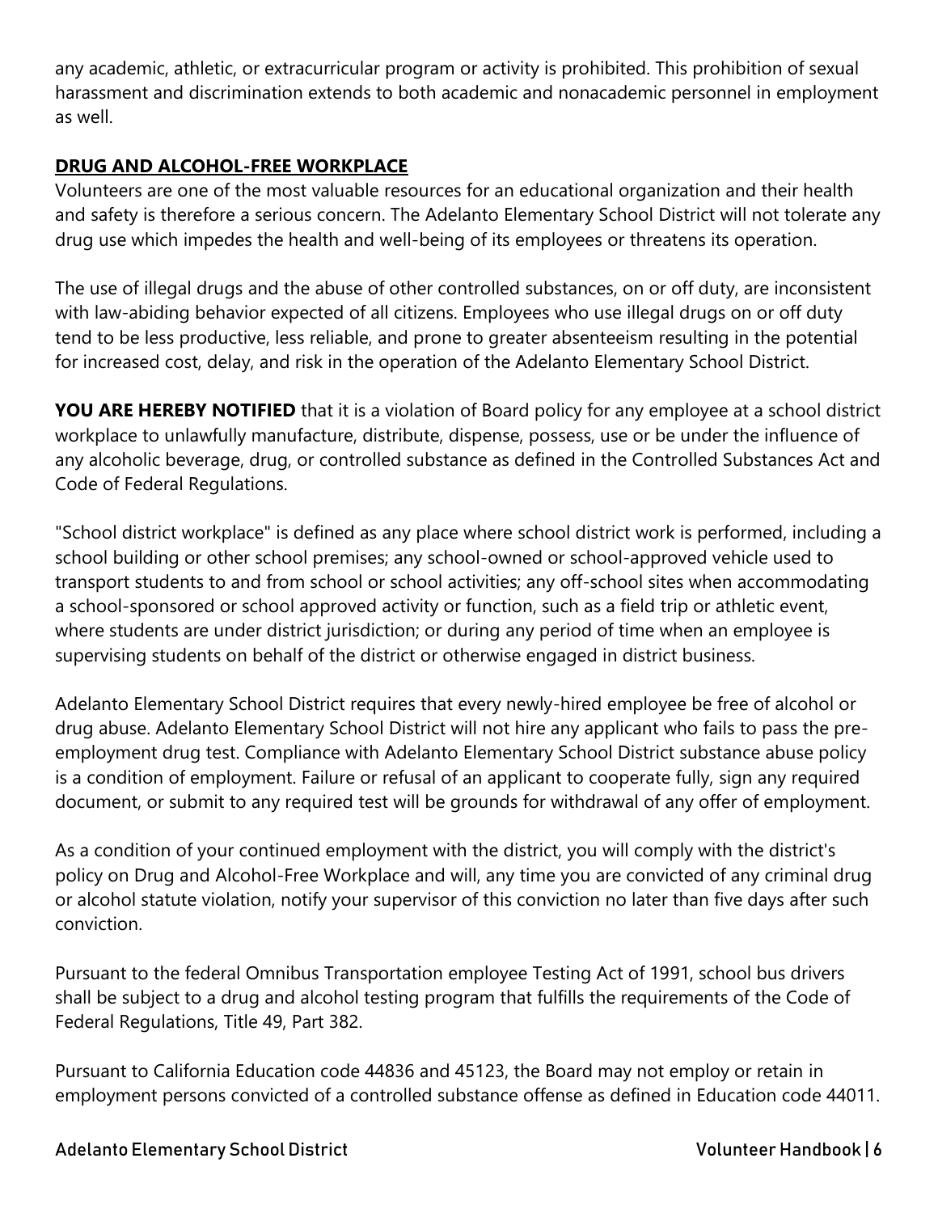any academic, athletic, or extracurricular program or activity is prohibited. This prohibition of sexual harassment and discrimination extends to both academic and nonacademic personnel in employment as well.

## DRUG AND ALCOHOL-FREE WORKPLACE

Volunteers are one of the most valuable resources for an educational organization and their health and safety is therefore a serious concern. The Adelanto Elementary School District will not tolerate any drug use which impedes the health and well-being of its employees or threatens its operation.

The use of illegal drugs and the abuse of other controlled substances, on or off duty, are inconsistent with law-abiding behavior expected of all citizens. Employees who use illegal drugs on or off duty tend to be less productive, less reliable, and prone to greater absenteeism resulting in the potential for increased cost, delay, and risk in the operation of the Adelanto Elementary School District.

**YOU ARE HEREBY NOTIFIED** that it is a violation of Board policy for any employee at a school district workplace to unlawfully manufacture, distribute, dispense, possess, use or be under the influence of any alcoholic beverage, drug, or controlled substance as defined in the Controlled Substances Act and Code of Federal Regulations.

"School district workplace" is defined as any place where school district work is performed, including a school building or other school premises; any school-owned or school-approved vehicle used to transport students to and from school or school activities; any off-school sites when accommodating a school-sponsored or school approved activity or function, such as a field trip or athletic event, where students are under district jurisdiction; or during any period of time when an employee is supervising students on behalf of the district or otherwise engaged in district business.

Adelanto Elementary School District requires that every newly-hired employee be free of alcohol or drug abuse. Adelanto Elementary School District will not hire any applicant who fails to pass the pre-employment drug test. Compliance with Adelanto Elementary School District substance abuse policy is a condition of employment. Failure or refusal of an applicant to cooperate fully, sign any required document, or submit to any required test will be grounds for withdrawal of any offer of employment.

As a condition of your continued employment with the district, you will comply with the district's policy on Drug and Alcohol-Free Workplace and will, any time you are convicted of any criminal drug or alcohol statute violation, notify your supervisor of this conviction no later than five days after such conviction.

Pursuant to the federal Omnibus Transportation employee Testing Act of 1991, school bus drivers shall be subject to a drug and alcohol testing program that fulfills the requirements of the Code of Federal Regulations, Title 49, Part 382.

Pursuant to California Education code 44836 and 45123, the Board may not employ or retain in employment persons convicted of a controlled substance offense as defined in Education code 44011.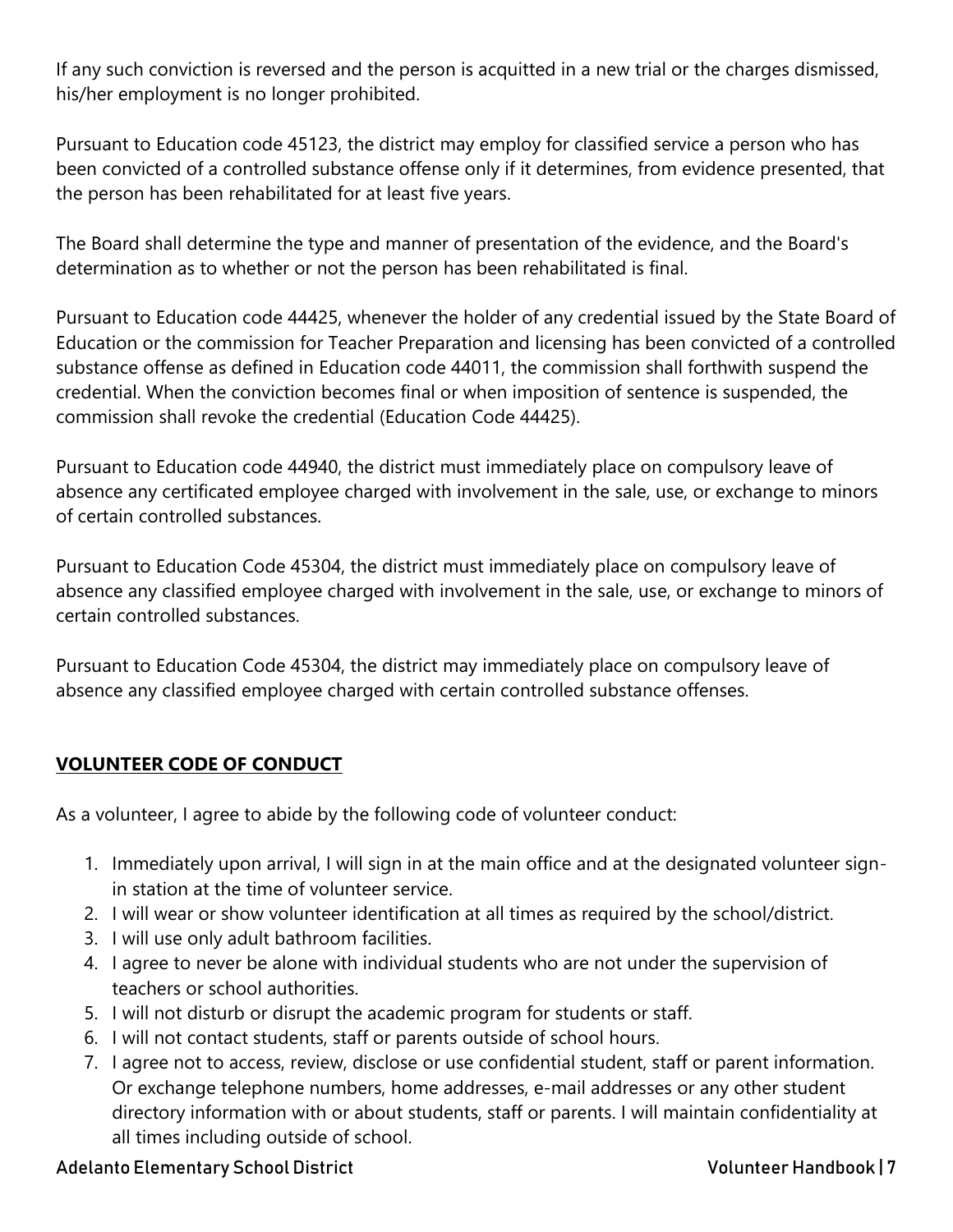If any such conviction is reversed and the person is acquitted in a new trial or the charges dismissed, his/her employment is no longer prohibited.

Pursuant to Education code 45123, the district may employ for classified service a person who has been convicted of a controlled substance offense only if it determines, from evidence presented, that the person has been rehabilitated for at least five years.

The Board shall determine the type and manner of presentation of the evidence, and the Board's determination as to whether or not the person has been rehabilitated is final.

Pursuant to Education code 44425, whenever the holder of any credential issued by the State Board of Education or the commission for Teacher Preparation and licensing has been convicted of a controlled substance offense as defined in Education code 44011, the commission shall forthwith suspend the credential. When the conviction becomes final or when imposition of sentence is suspended, the commission shall revoke the credential (Education Code 44425).

Pursuant to Education code 44940, the district must immediately place on compulsory leave of absence any certificated employee charged with involvement in the sale, use, or exchange to minors of certain controlled substances.

Pursuant to Education Code 45304, the district must immediately place on compulsory leave of absence any classified employee charged with involvement in the sale, use, or exchange to minors of certain controlled substances.

Pursuant to Education Code 45304, the district may immediately place on compulsory leave of absence any classified employee charged with certain controlled substance offenses.

## VOLUNTEER CODE OF CONDUCT

As a volunteer, I agree to abide by the following code of volunteer conduct:

1. Immediately upon arrival, I will sign in at the main office and at the designated volunteer sign-in station at the time of volunteer service.
2. I will wear or show volunteer identification at all times as required by the school/district.
3. I will use only adult bathroom facilities.
4. I agree to never be alone with individual students who are not under the supervision of teachers or school authorities.
5. I will not disturb or disrupt the academic program for students or staff.
6. I will not contact students, staff or parents outside of school hours.
7. I agree not to access, review, disclose or use confidential student, staff or parent information. Or exchange telephone numbers, home addresses, e-mail addresses or any other student directory information with or about students, staff or parents. I will maintain confidentiality at all times including outside of school.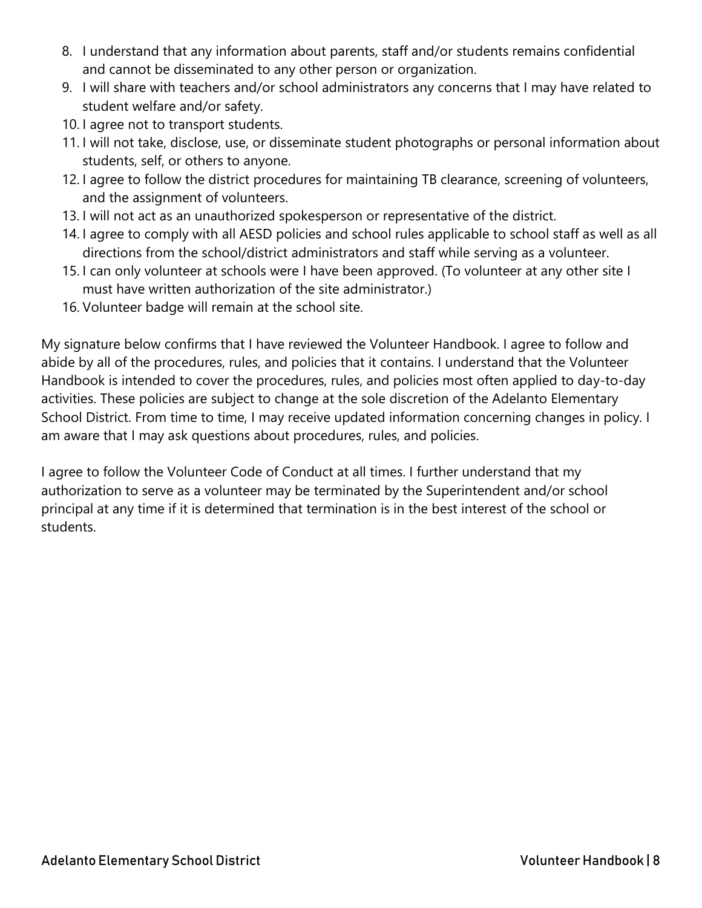8. I understand that any information about parents, staff and/or students remains confidential and cannot be disseminated to any other person or organization.
9. I will share with teachers and/or school administrators any concerns that I may have related to student welfare and/or safety.
10. I agree not to transport students.
11. I will not take, disclose, use, or disseminate student photographs or personal information about students, self, or others to anyone.
12. I agree to follow the district procedures for maintaining TB clearance, screening of volunteers, and the assignment of volunteers.
13. I will not act as an unauthorized spokesperson or representative of the district.
14. I agree to comply with all AESD policies and school rules applicable to school staff as well as all directions from the school/district administrators and staff while serving as a volunteer.
15. I can only volunteer at schools were I have been approved. (To volunteer at any other site I must have written authorization of the site administrator.)
16. Volunteer badge will remain at the school site.

My signature below confirms that I have reviewed the Volunteer Handbook. I agree to follow and abide by all of the procedures, rules, and policies that it contains. I understand that the Volunteer Handbook is intended to cover the procedures, rules, and policies most often applied to day-to-day activities. These policies are subject to change at the sole discretion of the Adelanto Elementary School District. From time to time, I may receive updated information concerning changes in policy. I am aware that I may ask questions about procedures, rules, and policies.

I agree to follow the Volunteer Code of Conduct at all times. I further understand that my authorization to serve as a volunteer may be terminated by the Superintendent and/or school principal at any time if it is determined that termination is in the best interest of the school or students.